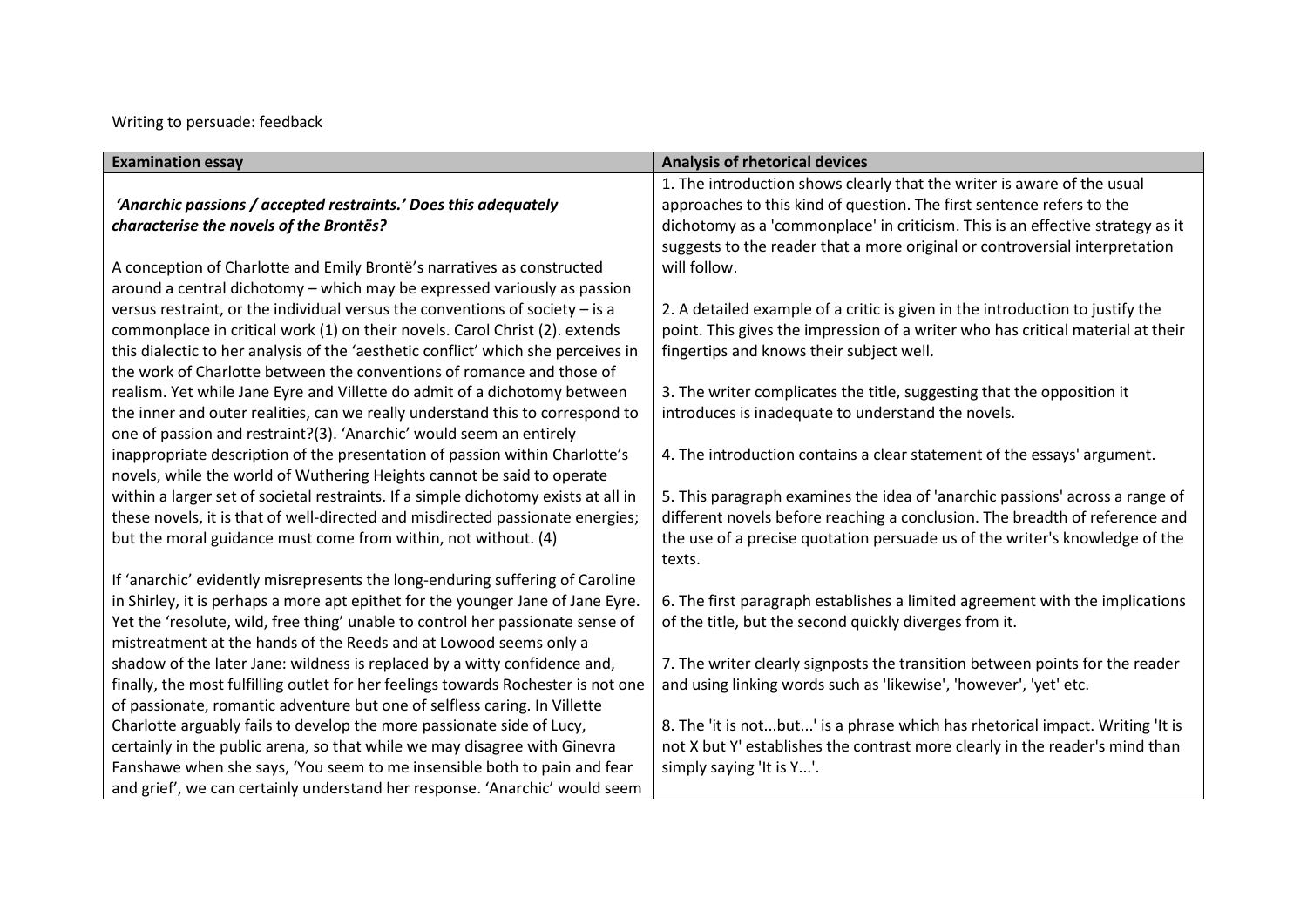Writing to persuade: feedback

| Examination essay | Analysis of rhetorical devices |
|---|---|
| ***'Anarchic passions / accepted restraints.' Does this adequately characterise the novels of the Brontës?*** <br><br> A conception of Charlotte and Emily Brontë's narratives as constructed around a central dichotomy – which may be expressed variously as passion versus restraint, or the individual versus the conventions of society – is a commonplace in critical work (1) on their novels. Carol Christ (2). extends this dialectic to her analysis of the 'aesthetic conflict' which she perceives in the work of Charlotte between the conventions of romance and those of realism. Yet while Jane Eyre and Villette do admit of a dichotomy between the inner and outer realities, can we really understand this to correspond to one of passion and restraint?(3). 'Anarchic' would seem an entirely inappropriate description of the presentation of passion within Charlotte's novels, while the world of Wuthering Heights cannot be said to operate within a larger set of societal restraints. If a simple dichotomy exists at all in these novels, it is that of well-directed and misdirected passionate energies; but the moral guidance must come from within, not without. (4) <br><br> If 'anarchic' evidently misrepresents the long-enduring suffering of Caroline in Shirley, it is perhaps a more apt epithet for the younger Jane of Jane Eyre. Yet the 'resolute, wild, free thing' unable to control her passionate sense of mistreatment at the hands of the Reeds and at Lowood seems only a shadow of the later Jane: wildness is replaced by a witty confidence and, finally, the most fulfilling outlet for her feelings towards Rochester is not one of passionate, romantic adventure but one of selfless caring. In Villette Charlotte arguably fails to develop the more passionate side of Lucy, certainly in the public arena, so that while we may disagree with Ginevra Fanshawe when she says, 'You seem to me insensible both to pain and fear and grief', we can certainly understand her response. 'Anarchic' would seem | 1. The introduction shows clearly that the writer is aware of the usual approaches to this kind of question. The first sentence refers to the dichotomy as a 'commonplace' in criticism. This is an effective strategy as it suggests to the reader that a more original or controversial interpretation will follow. <br><br> 2. A detailed example of a critic is given in the introduction to justify the point. This gives the impression of a writer who has critical material at their fingertips and knows their subject well. <br><br> 3. The writer complicates the title, suggesting that the opposition it introduces is inadequate to understand the novels. <br><br> 4. The introduction contains a clear statement of the essays' argument. <br><br> 5. This paragraph examines the idea of 'anarchic passions' across a range of different novels before reaching a conclusion. The breadth of reference and the use of a precise quotation persuade us of the writer's knowledge of the texts. <br><br> 6. The first paragraph establishes a limited agreement with the implications of the title, but the second quickly diverges from it. <br><br> 7. The writer clearly signposts the transition between points for the reader and using linking words such as 'likewise', 'however', 'yet' etc. <br><br> 8. The 'it is not...but...' is a phrase which has rhetorical impact. Writing 'It is not X but Y' establishes the contrast more clearly in the reader's mind than simply saying 'It is Y...'. |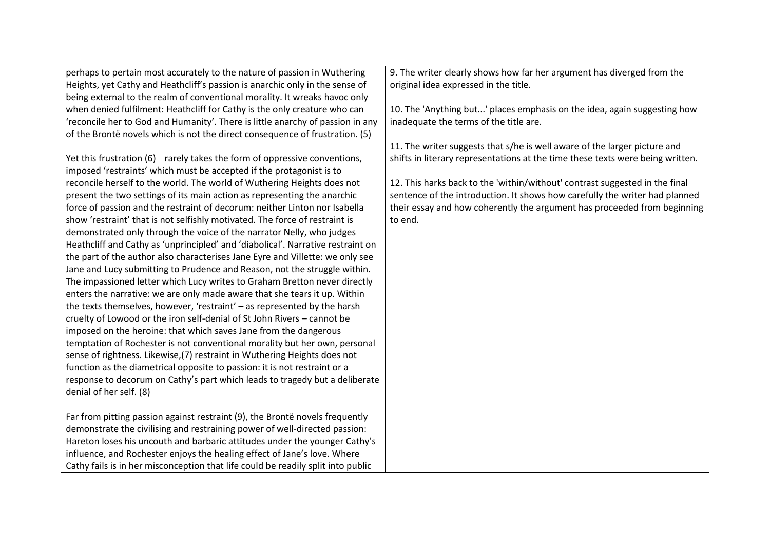| | |
|---|---|
| perhaps to pertain most accurately to the nature of passion in Wuthering Heights, yet Cathy and Heathcliff's passion is anarchic only in the sense of being external to the realm of conventional morality. It wreaks havoc only when denied fulfilment: Heathcliff for Cathy is the only creature who can 'reconcile her to God and Humanity'. There is little anarchy of passion in any of the Brontë novels which is not the direct consequence of frustration. (5)<br><br>Yet this frustration (6) rarely takes the form of oppressive conventions, imposed 'restraints' which must be accepted if the protagonist is to reconcile herself to the world. The world of Wuthering Heights does not present the two settings of its main action as representing the anarchic force of passion and the restraint of decorum: neither Linton nor Isabella show 'restraint' that is not selfishly motivated. The force of restraint is demonstrated only through the voice of the narrator Nelly, who judges Heathcliff and Cathy as 'unprincipled' and 'diabolical'. Narrative restraint on the part of the author also characterises Jane Eyre and Villette: we only see Jane and Lucy submitting to Prudence and Reason, not the struggle within. The impassioned letter which Lucy writes to Graham Bretton never directly enters the narrative: we are only made aware that she tears it up. Within the texts themselves, however, 'restraint' – as represented by the harsh cruelty of Lowood or the iron self-denial of St John Rivers – cannot be imposed on the heroine: that which saves Jane from the dangerous temptation of Rochester is not conventional morality but her own, personal sense of rightness. Likewise,(7) restraint in Wuthering Heights does not function as the diametrical opposite to passion: it is not restraint or a response to decorum on Cathy's part which leads to tragedy but a deliberate denial of her self. (8)<br><br>Far from pitting passion against restraint (9), the Brontë novels frequently demonstrate the civilising and restraining power of well-directed passion: Hareton loses his uncouth and barbaric attitudes under the younger Cathy's influence, and Rochester enjoys the healing effect of Jane's love. Where Cathy fails is in her misconception that life could be readily split into public | 9. The writer clearly shows how far her argument has diverged from the original idea expressed in the title.<br><br>10. The 'Anything but...' places emphasis on the idea, again suggesting how inadequate the terms of the title are.<br><br>11. The writer suggests that s/he is well aware of the larger picture and shifts in literary representations at the time these texts were being written.<br><br>12. This harks back to the 'within/without' contrast suggested in the final sentence of the introduction. It shows how carefully the writer had planned their essay and how coherently the argument has proceeded from beginning to end. |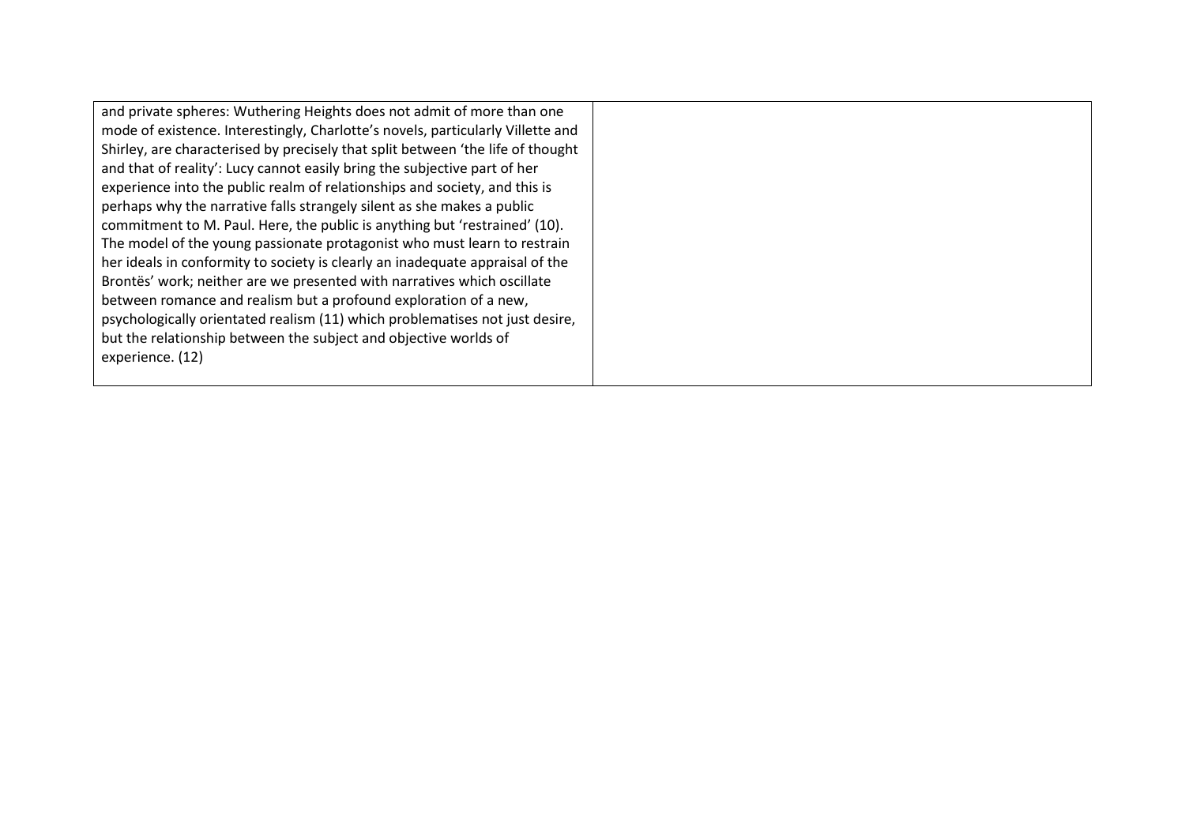| | |
|---|---|
| and private spheres: Wuthering Heights does not admit of more than one mode of existence. Interestingly, Charlotte's novels, particularly Villette and Shirley, are characterised by precisely that split between 'the life of thought and that of reality': Lucy cannot easily bring the subjective part of her experience into the public realm of relationships and society, and this is perhaps why the narrative falls strangely silent as she makes a public commitment to M. Paul. Here, the public is anything but 'restrained' (10). The model of the young passionate protagonist who must learn to restrain her ideals in conformity to society is clearly an inadequate appraisal of the Brontës' work; neither are we presented with narratives which oscillate between romance and realism but a profound exploration of a new, psychologically orientated realism (11) which problematises not just desire, but the relationship between the subject and objective worlds of experience. (12) | |